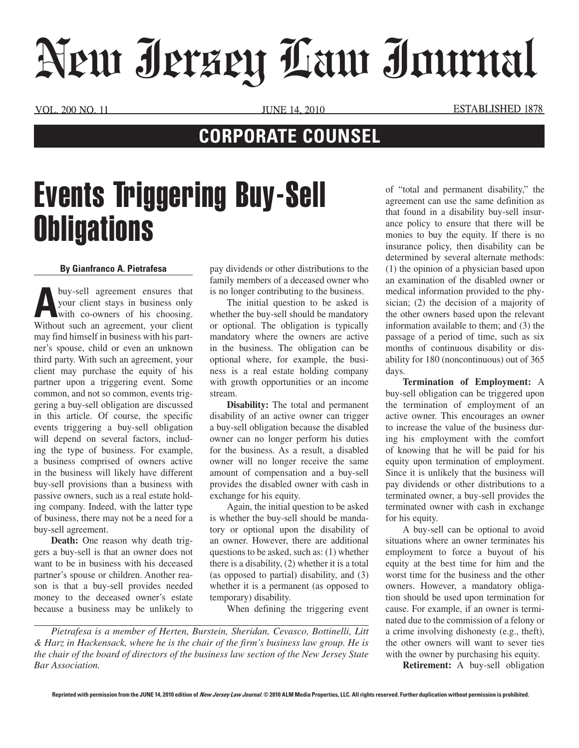# New Jersey Law Journal

## CORPORATE COUNSEL

# Events Triggering Buy-Sell Obligations

**By Gianfranco A. Pietrafesa**

A buy-sell agreement ensures that your client stays in business only with co-owners of his choosing. Without such an agreement, your client may find himself in business with his partner's spouse, child or even an unknown third party. With such an agreement, your client may purchase the equity of his partner upon a triggering event. Some common, and not so common, events triggering a buy-sell obligation are discussed in this article. Of course, the specific events triggering a buy-sell obligation will depend on several factors, including the type of business. For example, a business comprised of owners active in the business will likely have different buy-sell provisions than a business with passive owners, such as a real estate holding company. Indeed, with the latter type of business, there may not be a need for a buy-sell agreement.

**Death:** One reason why death triggers a buy-sell is that an owner does not want to be in business with his deceased partner's spouse or children. Another reason is that a buy-sell provides needed money to the deceased owner's estate because a business may be unlikely to pay dividends or other distributions to the family members of a deceased owner who is no longer contributing to the business.

The initial question to be asked is whether the buy-sell should be mandatory or optional. The obligation is typically mandatory where the owners are active in the business. The obligation can be optional where, for example, the business is a real estate holding company with growth opportunities or an income stream.

**Disability:** The total and permanent disability of an active owner can trigger a buy-sell obligation because the disabled owner can no longer perform his duties for the business. As a result, a disabled owner will no longer receive the same amount of compensation and a buy-sell provides the disabled owner with cash in exchange for his equity.

Again, the initial question to be asked is whether the buy-sell should be mandatory or optional upon the disability of an owner. However, there are additional questions to be asked, such as: (1) whether there is a disability, (2) whether it is a total (as opposed to partial) disability, and (3) whether it is a permanent (as opposed to temporary) disability.

When defining the triggering event of "total and permanent disability," the agreement can use the same definition as that found in a disability buy-sell insurance policy to ensure that there will be monies to buy the equity. If there is no insurance policy, then disability can be determined by several alternate methods: (1) the opinion of a physician based upon an examination of the disabled owner or medical information provided to the physician; (2) the decision of a majority of the other owners based upon the relevant information available to them; and (3) the passage of a period of time, such as six months of continuous disability or disability for 180 (noncontinuous) out of 365 days.

**Termination of Employment:** A buy-sell obligation can be triggered upon the termination of employment of an active owner. This encourages an owner to increase the value of the business during his employment with the comfort of knowing that he will be paid for his equity upon termination of employment. Since it is unlikely that the business will pay dividends or other distributions to a terminated owner, a buy-sell provides the terminated owner with cash in exchange for his equity.

A buy-sell can be optional to avoid situations where an owner terminates his employment to force a buyout of his equity at the best time for him and the worst time for the business and the other owners. However, a mandatory obligation should be used upon termination for cause. For example, if an owner is terminated due to the commission of a felony or a crime involving dishonesty (e.g., theft), the other owners will want to sever ties with the owner by purchasing his equity.

**Retirement:** A buy-sell obligation

*Pietrafesa is a member of Herten, Burstein, Sheridan, Cevasco, Bottinelli, Litt & Harz in Hackensack, where he is the chair of the firm's business law group. He is the chair of the board of directors of the business law section of the New Jersey State Bar Association.*

Reprinted with permission from the JUNE 14, 2010 edition of *New Jersey Law Journal*. © 2010 ALM Media Properties, LLC. All rights reserved. Further duplication without permission is prohibited.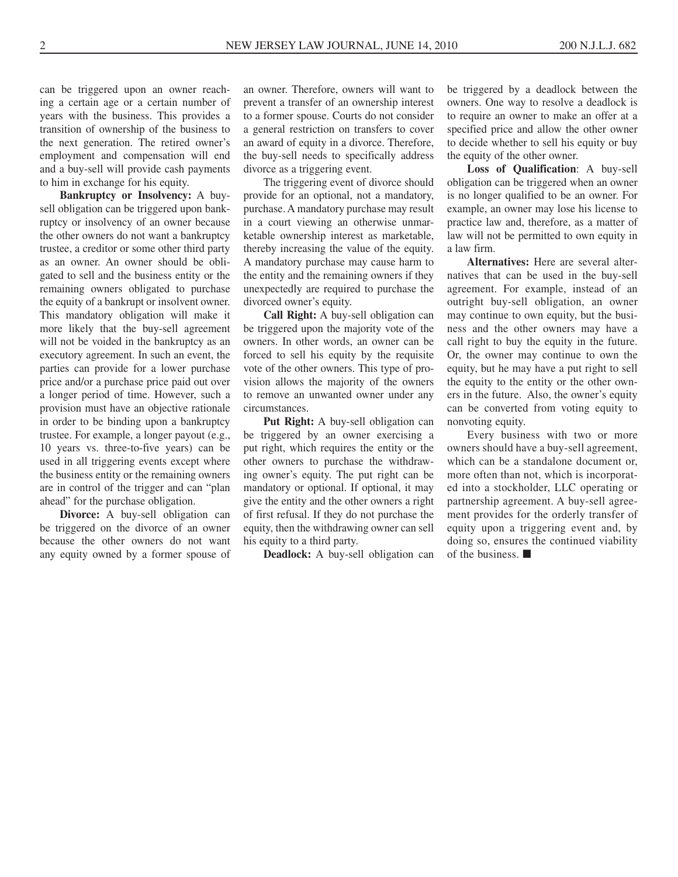can be triggered upon an owner reaching a certain age or a certain number of years with the business. This provides a transition of ownership of the business to the next generation. The retired owner's employment and compensation will end and a buy-sell will provide cash payments to him in exchange for his equity.

**Bankruptcy or Insolvency:** A buy-sell obligation can be triggered upon bankruptcy or insolvency of an owner because the other owners do not want a bankruptcy trustee, a creditor or some other third party as an owner. An owner should be obligated to sell and the business entity or the remaining owners obligated to purchase the equity of a bankrupt or insolvent owner. This mandatory obligation will make it more likely that the buy-sell agreement will not be voided in the bankruptcy as an executory agreement. In such an event, the parties can provide for a lower purchase price and/or a purchase price paid out over a longer period of time. However, such a provision must have an objective rationale in order to be binding upon a bankruptcy trustee. For example, a longer payout (e.g., 10 years vs. three-to-five years) can be used in all triggering events except where the business entity or the remaining owners are in control of the trigger and can "plan ahead" for the purchase obligation.

**Divorce:** A buy-sell obligation can be triggered on the divorce of an owner because the other owners do not want any equity owned by a former spouse of an owner. Therefore, owners will want to prevent a transfer of an ownership interest to a former spouse. Courts do not consider a general restriction on transfers to cover an award of equity in a divorce. Therefore, the buy-sell needs to specifically address divorce as a triggering event.

The triggering event of divorce should provide for an optional, not a mandatory, purchase. A mandatory purchase may result in a court viewing an otherwise unmarketable ownership interest as marketable, thereby increasing the value of the equity. A mandatory purchase may cause harm to the entity and the remaining owners if they unexpectedly are required to purchase the divorced owner's equity.

**Call Right:** A buy-sell obligation can be triggered upon the majority vote of the owners. In other words, an owner can be forced to sell his equity by the requisite vote of the other owners. This type of provision allows the majority of the owners to remove an unwanted owner under any circumstances.

**Put Right:** A buy-sell obligation can be triggered by an owner exercising a put right, which requires the entity or the other owners to purchase the withdrawing owner's equity. The put right can be mandatory or optional. If optional, it may give the entity and the other owners a right of first refusal. If they do not purchase the equity, then the withdrawing owner can sell his equity to a third party.

**Deadlock:** A buy-sell obligation can be triggered by a deadlock between the owners. One way to resolve a deadlock is to require an owner to make an offer at a specified price and allow the other owner to decide whether to sell his equity or buy the equity of the other owner.

**Loss of Qualification**: A buy-sell obligation can be triggered when an owner is no longer qualified to be an owner. For example, an owner may lose his license to practice law and, therefore, as a matter of law will not be permitted to own equity in a law firm.

**Alternatives:** Here are several alternatives that can be used in the buy-sell agreement. For example, instead of an outright buy-sell obligation, an owner may continue to own equity, but the business and the other owners may have a call right to buy the equity in the future. Or, the owner may continue to own the equity, but he may have a put right to sell the equity to the entity or the other owners in the future. Also, the owner's equity can be converted from voting equity to nonvoting equity.

Every business with two or more owners should have a buy-sell agreement, which can be a standalone document or, more often than not, which is incorporated into a stockholder, LLC operating or partnership agreement. A buy-sell agreement provides for the orderly transfer of equity upon a triggering event and, by doing so, ensures the continued viability of the business. ■